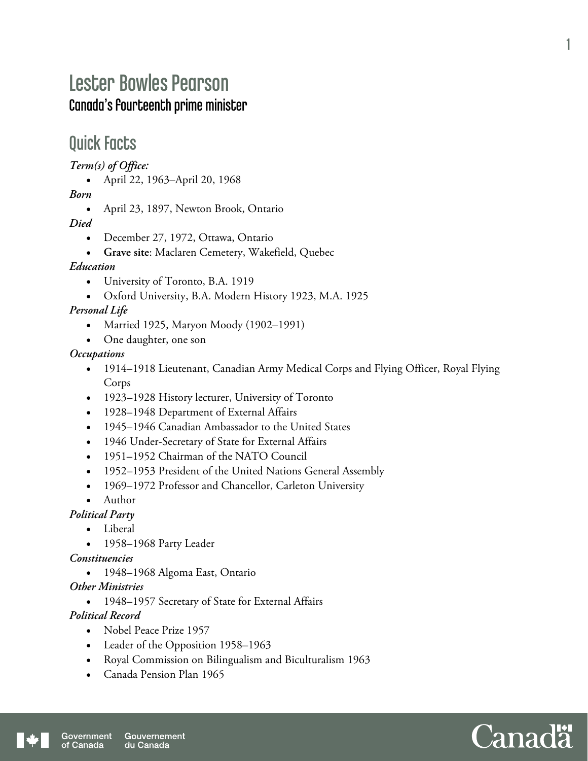# Lester Bowles Pearson

## Canada's fourteenth prime minister

## Quick Facts

***Term(s) of Office:***

- April 22, 1963–April 20, 1968

***Born***

- April 23, 1897, Newton Brook, Ontario

***Died***

- December 27, 1972, Ottawa, Ontario
- **Grave site**: Maclaren Cemetery, Wakefield, Quebec

***Education***

- University of Toronto, B.A. 1919
- Oxford University, B.A. Modern History 1923, M.A. 1925

***Personal Life***

- Married 1925, Maryon Moody (1902–1991)
- One daughter, one son

***Occupations***

- 1914–1918 Lieutenant, Canadian Army Medical Corps and Flying Officer, Royal Flying Corps
- 1923–1928 History lecturer, University of Toronto
- 1928–1948 Department of External Affairs
- 1945–1946 Canadian Ambassador to the United States
- 1946 Under-Secretary of State for External Affairs
- 1951–1952 Chairman of the NATO Council
- 1952–1953 President of the United Nations General Assembly
- 1969–1972 Professor and Chancellor, Carleton University
- Author

***Political Party***

- Liberal
- 1958–1968 Party Leader

***Constituencies***

- 1948–1968 Algoma East, Ontario

***Other Ministries***

- 1948–1957 Secretary of State for External Affairs

***Political Record***

- Nobel Peace Prize 1957
- Leader of the Opposition 1958–1963
- Royal Commission on Bilingualism and Biculturalism 1963
- Canada Pension Plan 1965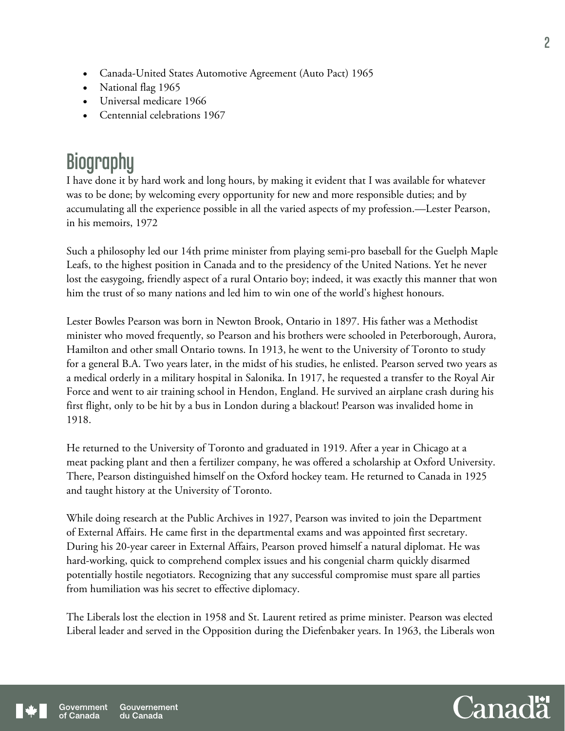- Canada-United States Automotive Agreement (Auto Pact) 1965
- National flag 1965
- Universal medicare 1966
- Centennial celebrations 1967

## Biography

I have done it by hard work and long hours, by making it evident that I was available for whatever was to be done; by welcoming every opportunity for new and more responsible duties; and by accumulating all the experience possible in all the varied aspects of my profession.—Lester Pearson, in his memoirs, 1972

Such a philosophy led our 14th prime minister from playing semi-pro baseball for the Guelph Maple Leafs, to the highest position in Canada and to the presidency of the United Nations. Yet he never lost the easygoing, friendly aspect of a rural Ontario boy; indeed, it was exactly this manner that won him the trust of so many nations and led him to win one of the world's highest honours.

Lester Bowles Pearson was born in Newton Brook, Ontario in 1897. His father was a Methodist minister who moved frequently, so Pearson and his brothers were schooled in Peterborough, Aurora, Hamilton and other small Ontario towns. In 1913, he went to the University of Toronto to study for a general B.A. Two years later, in the midst of his studies, he enlisted. Pearson served two years as a medical orderly in a military hospital in Salonika. In 1917, he requested a transfer to the Royal Air Force and went to air training school in Hendon, England. He survived an airplane crash during his first flight, only to be hit by a bus in London during a blackout! Pearson was invalided home in 1918.

He returned to the University of Toronto and graduated in 1919. After a year in Chicago at a meat packing plant and then a fertilizer company, he was offered a scholarship at Oxford University. There, Pearson distinguished himself on the Oxford hockey team. He returned to Canada in 1925 and taught history at the University of Toronto.

While doing research at the Public Archives in 1927, Pearson was invited to join the Department of External Affairs. He came first in the departmental exams and was appointed first secretary. During his 20-year career in External Affairs, Pearson proved himself a natural diplomat. He was hard-working, quick to comprehend complex issues and his congenial charm quickly disarmed potentially hostile negotiators. Recognizing that any successful compromise must spare all parties from humiliation was his secret to effective diplomacy.

The Liberals lost the election in 1958 and St. Laurent retired as prime minister. Pearson was elected Liberal leader and served in the Opposition during the Diefenbaker years. In 1963, the Liberals won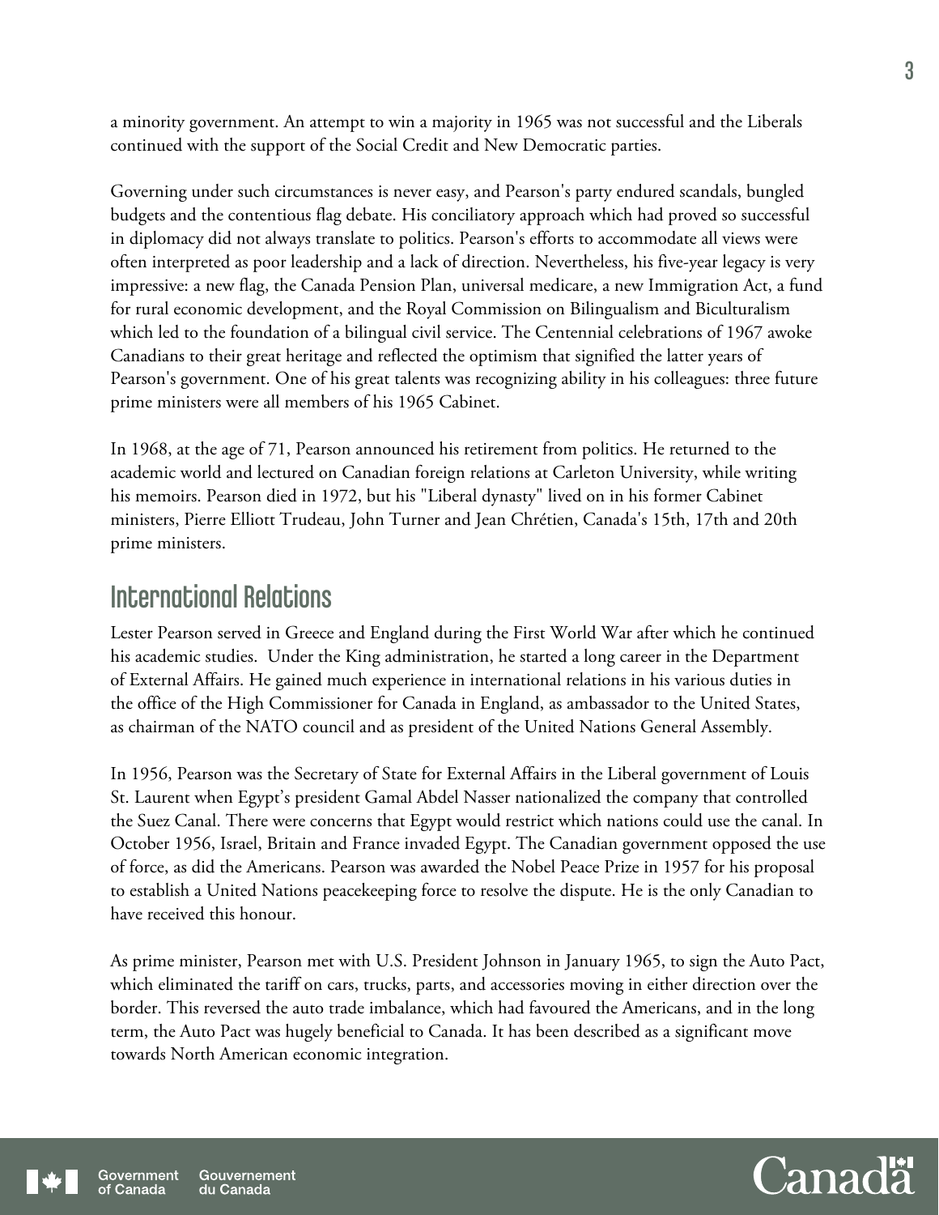a minority government. An attempt to win a majority in 1965 was not successful and the Liberals continued with the support of the Social Credit and New Democratic parties.

Governing under such circumstances is never easy, and Pearson's party endured scandals, bungled budgets and the contentious flag debate. His conciliatory approach which had proved so successful in diplomacy did not always translate to politics. Pearson's efforts to accommodate all views were often interpreted as poor leadership and a lack of direction. Nevertheless, his five-year legacy is very impressive: a new flag, the Canada Pension Plan, universal medicare, a new Immigration Act, a fund for rural economic development, and the Royal Commission on Bilingualism and Biculturalism which led to the foundation of a bilingual civil service. The Centennial celebrations of 1967 awoke Canadians to their great heritage and reflected the optimism that signified the latter years of Pearson's government. One of his great talents was recognizing ability in his colleagues: three future prime ministers were all members of his 1965 Cabinet.

In 1968, at the age of 71, Pearson announced his retirement from politics. He returned to the academic world and lectured on Canadian foreign relations at Carleton University, while writing his memoirs. Pearson died in 1972, but his "Liberal dynasty" lived on in his former Cabinet ministers, Pierre Elliott Trudeau, John Turner and Jean Chrétien, Canada's 15th, 17th and 20th prime ministers.

## International Relations

Lester Pearson served in Greece and England during the First World War after which he continued his academic studies. Under the King administration, he started a long career in the Department of External Affairs. He gained much experience in international relations in his various duties in the office of the High Commissioner for Canada in England, as ambassador to the United States, as chairman of the NATO council and as president of the United Nations General Assembly.

In 1956, Pearson was the Secretary of State for External Affairs in the Liberal government of Louis St. Laurent when Egypt's president Gamal Abdel Nasser nationalized the company that controlled the Suez Canal. There were concerns that Egypt would restrict which nations could use the canal. In October 1956, Israel, Britain and France invaded Egypt. The Canadian government opposed the use of force, as did the Americans. Pearson was awarded the Nobel Peace Prize in 1957 for his proposal to establish a United Nations peacekeeping force to resolve the dispute. He is the only Canadian to have received this honour.

As prime minister, Pearson met with U.S. President Johnson in January 1965, to sign the Auto Pact, which eliminated the tariff on cars, trucks, parts, and accessories moving in either direction over the border. This reversed the auto trade imbalance, which had favoured the Americans, and in the long term, the Auto Pact was hugely beneficial to Canada. It has been described as a significant move towards North American economic integration.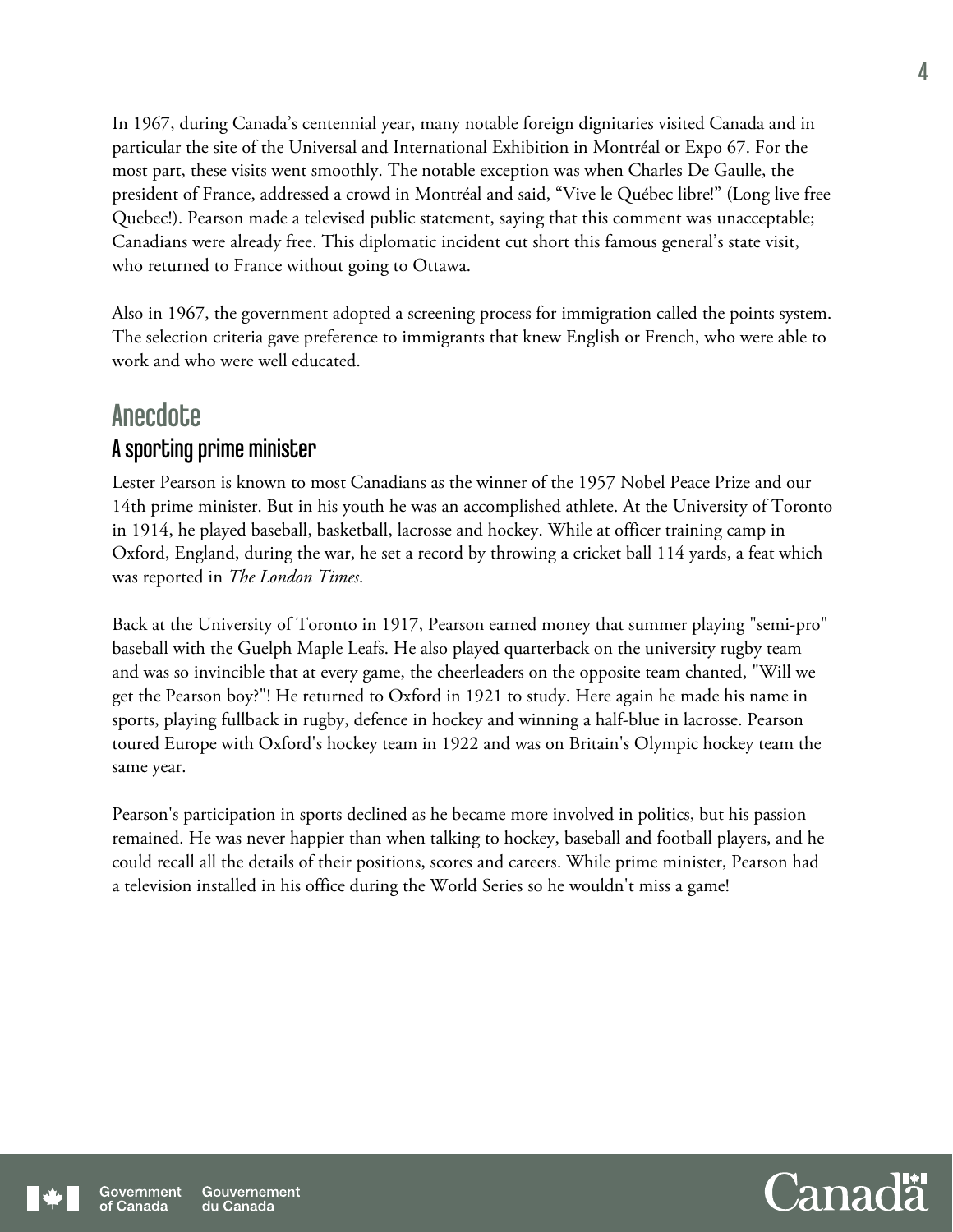In 1967, during Canada's centennial year, many notable foreign dignitaries visited Canada and in particular the site of the Universal and International Exhibition in Montréal or Expo 67. For the most part, these visits went smoothly. The notable exception was when Charles De Gaulle, the president of France, addressed a crowd in Montréal and said, "Vive le Québec libre!" (Long live free Quebec!). Pearson made a televised public statement, saying that this comment was unacceptable; Canadians were already free. This diplomatic incident cut short this famous general's state visit, who returned to France without going to Ottawa.

Also in 1967, the government adopted a screening process for immigration called the points system. The selection criteria gave preference to immigrants that knew English or French, who were able to work and who were well educated.

## Anecdote

### A sporting prime minister

Lester Pearson is known to most Canadians as the winner of the 1957 Nobel Peace Prize and our 14th prime minister. But in his youth he was an accomplished athlete. At the University of Toronto in 1914, he played baseball, basketball, lacrosse and hockey. While at officer training camp in Oxford, England, during the war, he set a record by throwing a cricket ball 114 yards, a feat which was reported in *The London Times*.

Back at the University of Toronto in 1917, Pearson earned money that summer playing "semi-pro" baseball with the Guelph Maple Leafs. He also played quarterback on the university rugby team and was so invincible that at every game, the cheerleaders on the opposite team chanted, "Will we get the Pearson boy?"! He returned to Oxford in 1921 to study. Here again he made his name in sports, playing fullback in rugby, defence in hockey and winning a half-blue in lacrosse. Pearson toured Europe with Oxford's hockey team in 1922 and was on Britain's Olympic hockey team the same year.

Pearson's participation in sports declined as he became more involved in politics, but his passion remained. He was never happier than when talking to hockey, baseball and football players, and he could recall all the details of their positions, scores and careers. While prime minister, Pearson had a television installed in his office during the World Series so he wouldn't miss a game!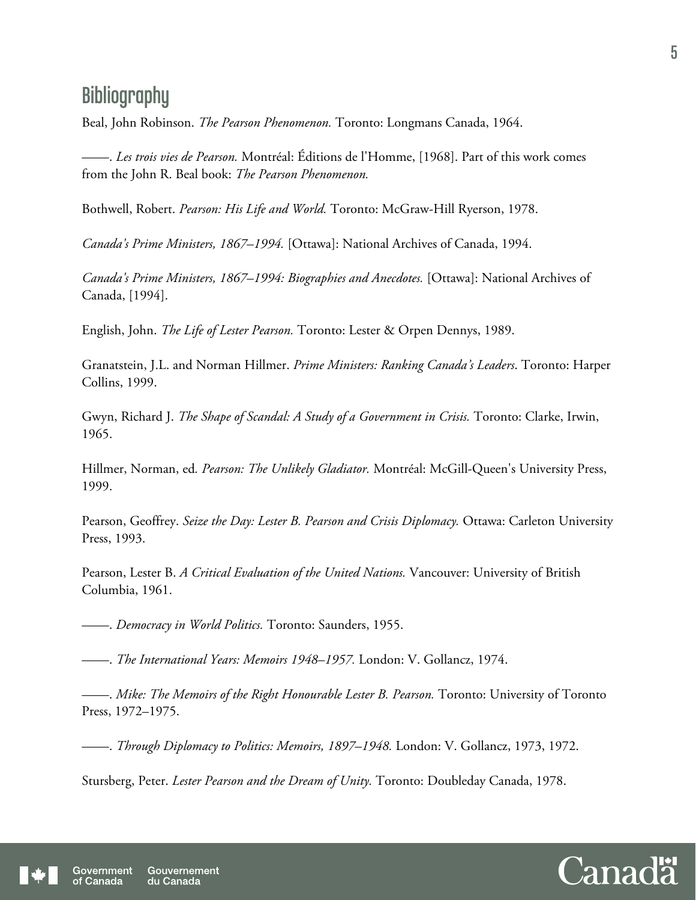## Bibliography

Beal, John Robinson. *The Pearson Phenomenon.* Toronto: Longmans Canada, 1964.

——. *Les trois vies de Pearson.* Montréal: Éditions de l'Homme, [1968]. Part of this work comes from the John R. Beal book: *The Pearson Phenomenon.*

Bothwell, Robert. *Pearson: His Life and World.* Toronto: McGraw-Hill Ryerson, 1978.

*Canada's Prime Ministers, 1867–1994.* [Ottawa]: National Archives of Canada, 1994.

*Canada's Prime Ministers, 1867–1994: Biographies and Anecdotes.* [Ottawa]: National Archives of Canada, [1994].

English, John. *The Life of Lester Pearson.* Toronto: Lester & Orpen Dennys, 1989.

Granatstein, J.L. and Norman Hillmer. *Prime Ministers: Ranking Canada's Leaders*. Toronto: Harper Collins, 1999.

Gwyn, Richard J. *The Shape of Scandal: A Study of a Government in Crisis.* Toronto: Clarke, Irwin, 1965.

Hillmer, Norman, ed. *Pearson: The Unlikely Gladiator.* Montréal: McGill-Queen's University Press, 1999.

Pearson, Geoffrey. *Seize the Day: Lester B. Pearson and Crisis Diplomacy.* Ottawa: Carleton University Press, 1993.

Pearson, Lester B. *A Critical Evaluation of the United Nations.* Vancouver: University of British Columbia, 1961.

——. *Democracy in World Politics.* Toronto: Saunders, 1955.

——. *The International Years: Memoirs 1948–1957.* London: V. Gollancz, 1974.

——. *Mike: The Memoirs of the Right Honourable Lester B. Pearson.* Toronto: University of Toronto Press, 1972–1975.

——. *Through Diplomacy to Politics: Memoirs, 1897–1948.* London: V. Gollancz, 1973, 1972.

Stursberg, Peter. *Lester Pearson and the Dream of Unity.* Toronto: Doubleday Canada, 1978.